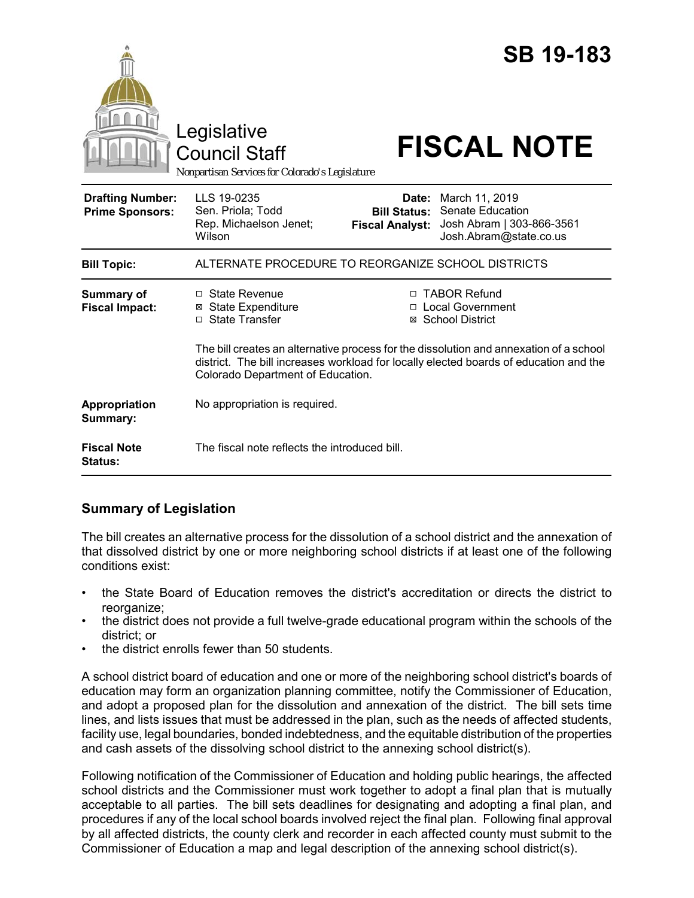# SB 19-183

Legislative Council Staff

Nonpartisan Services for Colorado's Legislature

# FISCAL NOTE

| | | | |
|---|---|---|---|
| **Drafting Number:** | LLS 19-0235 | **Date:** | March 11, 2019 |
| **Prime Sponsors:** | Sen. Priola; Todd<br>Rep. Michaelson Jenet; Wilson | **Bill Status:** | Senate Education |
| | | **Fiscal Analyst:** | Josh Abram \| 303-866-3561<br>Josh.Abram@state.co.us |

| | |
|---|---|
| **Bill Topic:** | ALTERNATE PROCEDURE TO REORGANIZE SCHOOL DISTRICTS |
| **Summary of Fiscal Impact:** | ☐ State Revenue<br>☒ State Expenditure<br>☐ State Transfer<br>☐ TABOR Refund<br>☐ Local Government<br>☒ School District<br><br>The bill creates an alternative process for the dissolution and annexation of a school district. The bill increases workload for locally elected boards of education and the Colorado Department of Education. |
| **Appropriation Summary:** | No appropriation is required. |
| **Fiscal Note Status:** | The fiscal note reflects the introduced bill. |

## Summary of Legislation

The bill creates an alternative process for the dissolution of a school district and the annexation of that dissolved district by one or more neighboring school districts if at least one of the following conditions exist:

- the State Board of Education removes the district's accreditation or directs the district to reorganize;
- the district does not provide a full twelve-grade educational program within the schools of the district; or
- the district enrolls fewer than 50 students.

A school district board of education and one or more of the neighboring school district's boards of education may form an organization planning committee, notify the Commissioner of Education, and adopt a proposed plan for the dissolution and annexation of the district. The bill sets time lines, and lists issues that must be addressed in the plan, such as the needs of affected students, facility use, legal boundaries, bonded indebtedness, and the equitable distribution of the properties and cash assets of the dissolving school district to the annexing school district(s).

Following notification of the Commissioner of Education and holding public hearings, the affected school districts and the Commissioner must work together to adopt a final plan that is mutually acceptable to all parties. The bill sets deadlines for designating and adopting a final plan, and procedures if any of the local school boards involved reject the final plan. Following final approval by all affected districts, the county clerk and recorder in each affected county must submit to the Commissioner of Education a map and legal description of the annexing school district(s).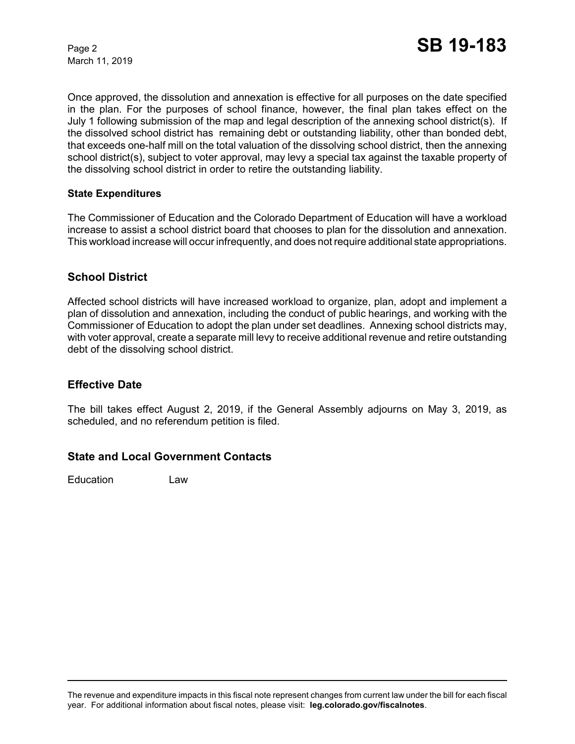Once approved, the dissolution and annexation is effective for all purposes on the date specified in the plan. For the purposes of school finance, however, the final plan takes effect on the July 1 following submission of the map and legal description of the annexing school district(s). If the dissolved school district has remaining debt or outstanding liability, other than bonded debt, that exceeds one-half mill on the total valuation of the dissolving school district, then the annexing school district(s), subject to voter approval, may levy a special tax against the taxable property of the dissolving school district in order to retire the outstanding liability.

**State Expenditures**

The Commissioner of Education and the Colorado Department of Education will have a workload increase to assist a school district board that chooses to plan for the dissolution and annexation. This workload increase will occur infrequently, and does not require additional state appropriations.

## School District

Affected school districts will have increased workload to organize, plan, adopt and implement a plan of dissolution and annexation, including the conduct of public hearings, and working with the Commissioner of Education to adopt the plan under set deadlines. Annexing school districts may, with voter approval, create a separate mill levy to receive additional revenue and retire outstanding debt of the dissolving school district.

## Effective Date

The bill takes effect August 2, 2019, if the General Assembly adjourns on May 3, 2019, as scheduled, and no referendum petition is filed.

## State and Local Government Contacts

Education Law

The revenue and expenditure impacts in this fiscal note represent changes from current law under the bill for each fiscal year. For additional information about fiscal notes, please visit: **leg.colorado.gov/fiscalnotes**.